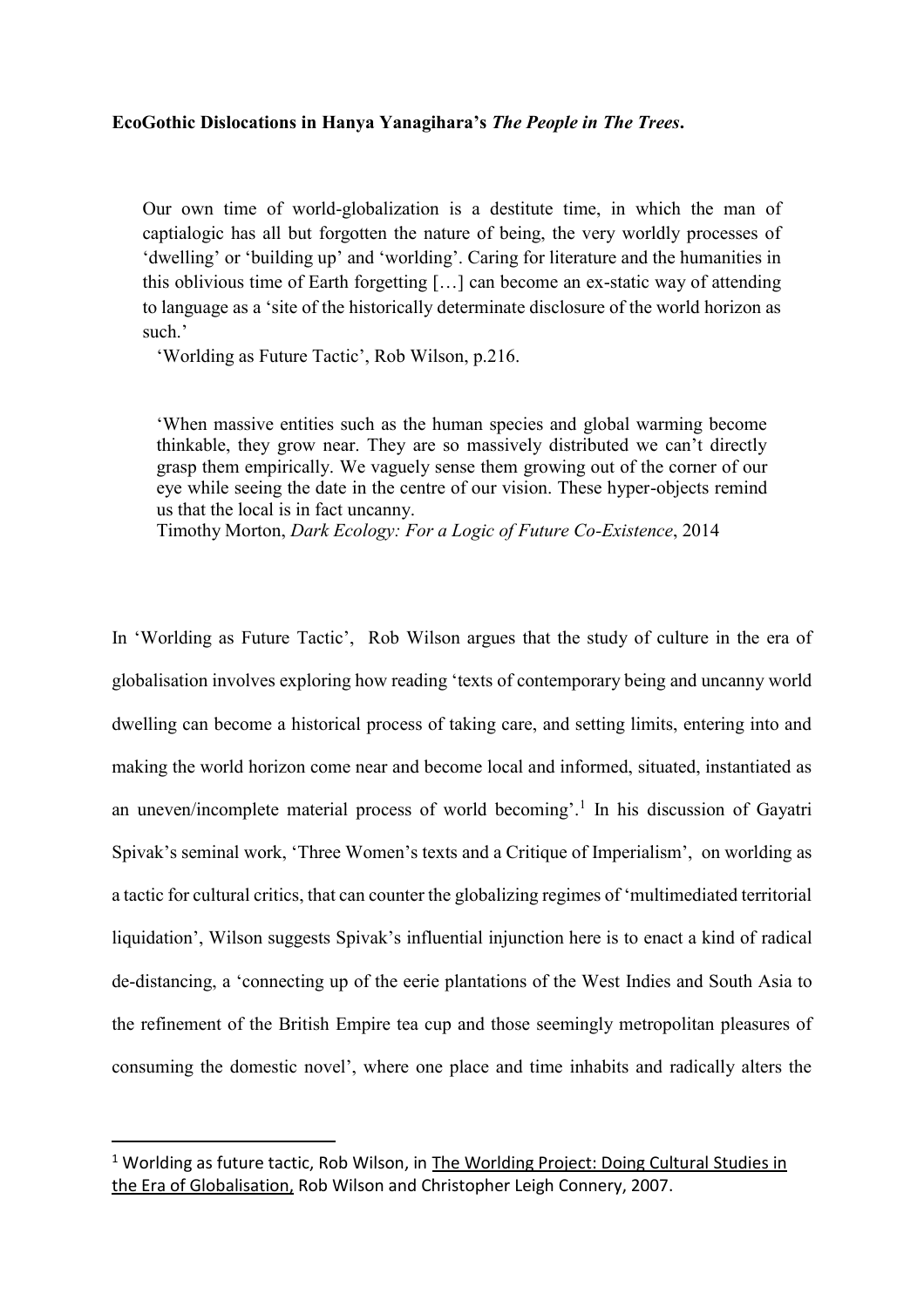**EcoGothic Dislocations in Hanya Yanagihara's *The People in The Trees*.**

> Our own time of world-globalization is a destitute time, in which the man of captialogic has all but forgotten the nature of being, the very worldly processes of 'dwelling' or 'building up' and 'worlding'. Caring for literature and the humanities in this oblivious time of Earth forgetting […] can become an ex-static way of attending to language as a 'site of the historically determinate disclosure of the world horizon as such.'
>
> 'Worlding as Future Tactic', Rob Wilson, p.216.

> 'When massive entities such as the human species and global warming become thinkable, they grow near. They are so massively distributed we can't directly grasp them empirically. We vaguely sense them growing out of the corner of our eye while seeing the date in the centre of our vision. These hyper-objects remind us that the local is in fact uncanny.
>
> Timothy Morton, *Dark Ecology: For a Logic of Future Co-Existence*, 2014

In 'Worlding as Future Tactic', Rob Wilson argues that the study of culture in the era of globalisation involves exploring how reading 'texts of contemporary being and uncanny world dwelling can become a historical process of taking care, and setting limits, entering into and making the world horizon come near and become local and informed, situated, instantiated as an uneven/incomplete material process of world becoming'.[1] In his discussion of Gayatri Spivak's seminal work, 'Three Women's texts and a Critique of Imperialism', on worlding as a tactic for cultural critics, that can counter the globalizing regimes of 'multimediated territorial liquidation', Wilson suggests Spivak's influential injunction here is to enact a kind of radical de-distancing, a 'connecting up of the eerie plantations of the West Indies and South Asia to the refinement of the British Empire tea cup and those seemingly metropolitan pleasures of consuming the domestic novel', where one place and time inhabits and radically alters the

[1] Worlding as future tactic, Rob Wilson, in The Worlding Project: Doing Cultural Studies in the Era of Globalisation, Rob Wilson and Christopher Leigh Connery, 2007.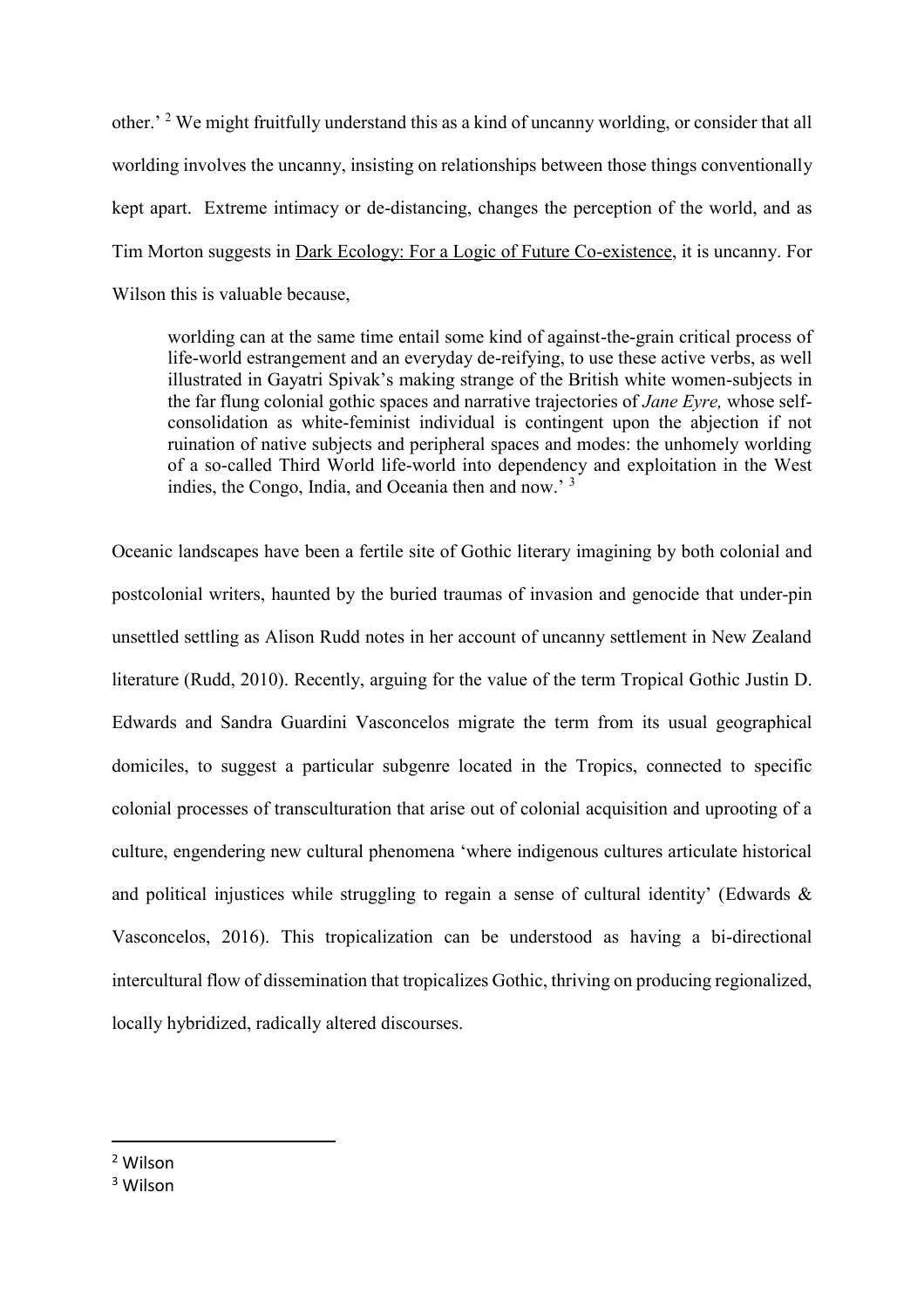other.' [2] We might fruitfully understand this as a kind of uncanny worlding, or consider that all worlding involves the uncanny, insisting on relationships between those things conventionally kept apart. Extreme intimacy or de-distancing, changes the perception of the world, and as Tim Morton suggests in Dark Ecology: For a Logic of Future Co-existence, it is uncanny. For Wilson this is valuable because,

> worlding can at the same time entail some kind of against-the-grain critical process of life-world estrangement and an everyday de-reifying, to use these active verbs, as well illustrated in Gayatri Spivak's making strange of the British white women-subjects in the far flung colonial gothic spaces and narrative trajectories of *Jane Eyre,* whose self-consolidation as white-feminist individual is contingent upon the abjection if not ruination of native subjects and peripheral spaces and modes: the unhomely worlding of a so-called Third World life-world into dependency and exploitation in the West indies, the Congo, India, and Oceania then and now.' [3]

Oceanic landscapes have been a fertile site of Gothic literary imagining by both colonial and postcolonial writers, haunted by the buried traumas of invasion and genocide that under-pin unsettled settling as Alison Rudd notes in her account of uncanny settlement in New Zealand literature (Rudd, 2010). Recently, arguing for the value of the term Tropical Gothic Justin D. Edwards and Sandra Guardini Vasconcelos migrate the term from its usual geographical domiciles, to suggest a particular subgenre located in the Tropics, connected to specific colonial processes of transculturation that arise out of colonial acquisition and uprooting of a culture, engendering new cultural phenomena 'where indigenous cultures articulate historical and political injustices while struggling to regain a sense of cultural identity' (Edwards & Vasconcelos, 2016). This tropicalization can be understood as having a bi-directional intercultural flow of dissemination that tropicalizes Gothic, thriving on producing regionalized, locally hybridized, radically altered discourses.

---

[2] Wilson

[3] Wilson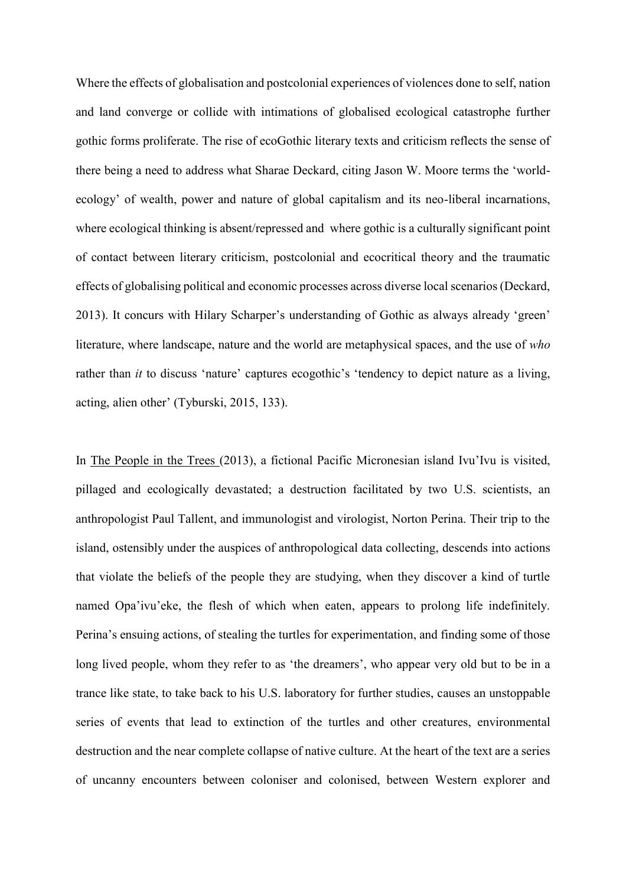Where the effects of globalisation and postcolonial experiences of violences done to self, nation and land converge or collide with intimations of globalised ecological catastrophe further gothic forms proliferate. The rise of ecoGothic literary texts and criticism reflects the sense of there being a need to address what Sharae Deckard, citing Jason W. Moore terms the 'world-ecology' of wealth, power and nature of global capitalism and its neo-liberal incarnations, where ecological thinking is absent/repressed and where gothic is a culturally significant point of contact between literary criticism, postcolonial and ecocritical theory and the traumatic effects of globalising political and economic processes across diverse local scenarios (Deckard, 2013). It concurs with Hilary Scharper's understanding of Gothic as always already 'green' literature, where landscape, nature and the world are metaphysical spaces, and the use of *who* rather than *it* to discuss 'nature' captures ecogothic's 'tendency to depict nature as a living, acting, alien other' (Tyburski, 2015, 133).

In The People in the Trees (2013), a fictional Pacific Micronesian island Ivu'Ivu is visited, pillaged and ecologically devastated; a destruction facilitated by two U.S. scientists, an anthropologist Paul Tallent, and immunologist and virologist, Norton Perina. Their trip to the island, ostensibly under the auspices of anthropological data collecting, descends into actions that violate the beliefs of the people they are studying, when they discover a kind of turtle named Opa'ivu'eke, the flesh of which when eaten, appears to prolong life indefinitely. Perina's ensuing actions, of stealing the turtles for experimentation, and finding some of those long lived people, whom they refer to as 'the dreamers', who appear very old but to be in a trance like state, to take back to his U.S. laboratory for further studies, causes an unstoppable series of events that lead to extinction of the turtles and other creatures, environmental destruction and the near complete collapse of native culture. At the heart of the text are a series of uncanny encounters between coloniser and colonised, between Western explorer and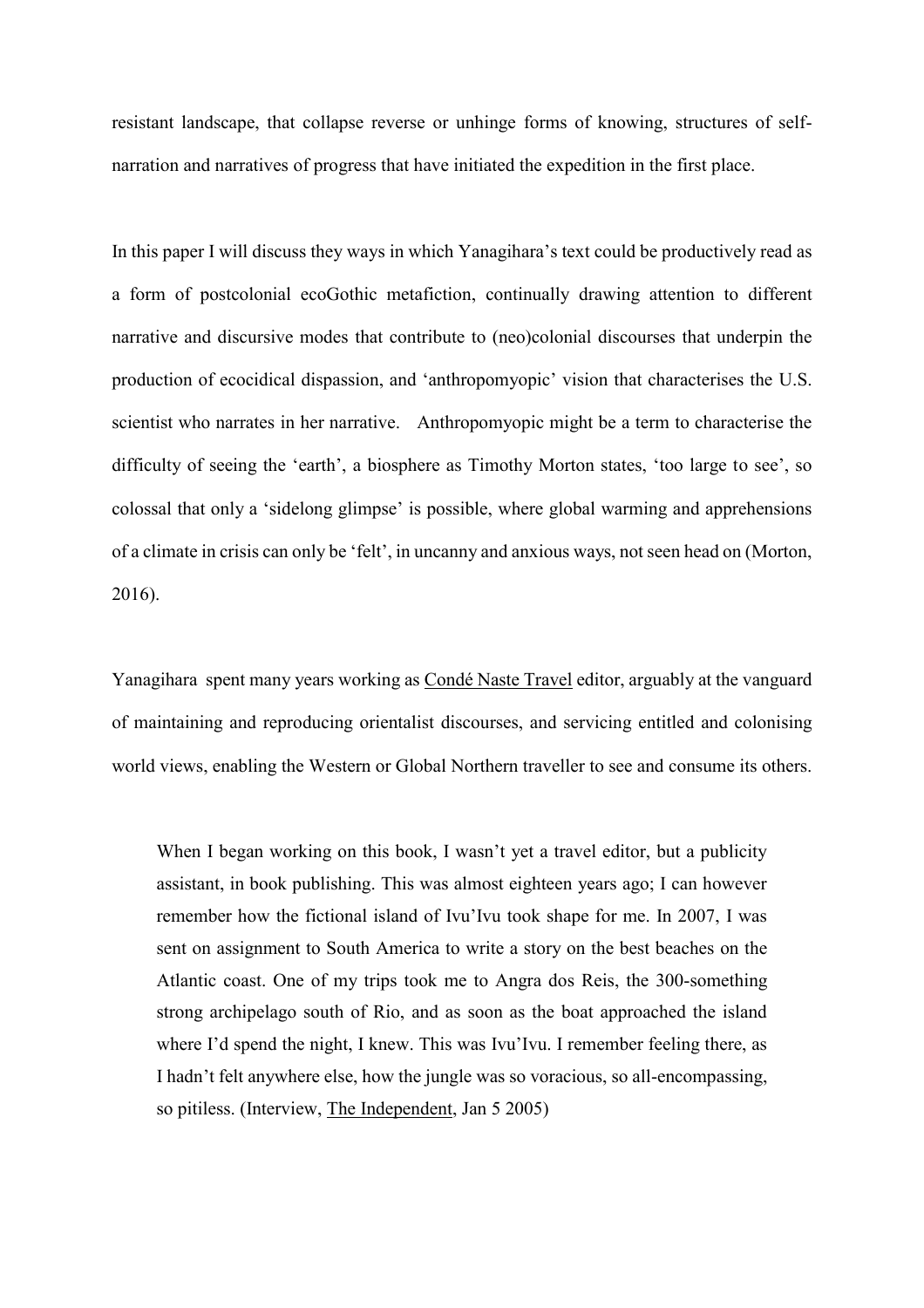resistant landscape, that collapse reverse or unhinge forms of knowing, structures of self-narration and narratives of progress that have initiated the expedition in the first place.

In this paper I will discuss they ways in which Yanagihara's text could be productively read as a form of postcolonial ecoGothic metafiction, continually drawing attention to different narrative and discursive modes that contribute to (neo)colonial discourses that underpin the production of ecocidical dispassion, and 'anthropomyopic' vision that characterises the U.S. scientist who narrates in her narrative. Anthropomyopic might be a term to characterise the difficulty of seeing the 'earth', a biosphere as Timothy Morton states, 'too large to see', so colossal that only a 'sidelong glimpse' is possible, where global warming and apprehensions of a climate in crisis can only be 'felt', in uncanny and anxious ways, not seen head on (Morton, 2016).

Yanagihara spent many years working as Condé Naste Travel editor, arguably at the vanguard of maintaining and reproducing orientalist discourses, and servicing entitled and colonising world views, enabling the Western or Global Northern traveller to see and consume its others.

> When I began working on this book, I wasn't yet a travel editor, but a publicity assistant, in book publishing. This was almost eighteen years ago; I can however remember how the fictional island of Ivu'Ivu took shape for me. In 2007, I was sent on assignment to South America to write a story on the best beaches on the Atlantic coast. One of my trips took me to Angra dos Reis, the 300-something strong archipelago south of Rio, and as soon as the boat approached the island where I'd spend the night, I knew. This was Ivu'Ivu. I remember feeling there, as I hadn't felt anywhere else, how the jungle was so voracious, so all-encompassing, so pitiless. (Interview, The Independent, Jan 5 2005)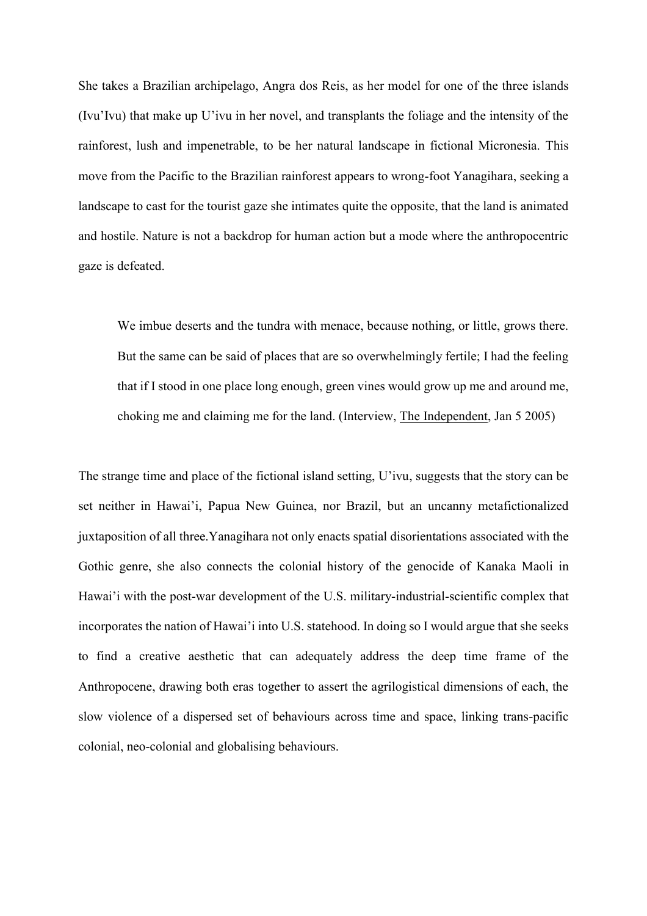She takes a Brazilian archipelago, Angra dos Reis, as her model for one of the three islands (Ivu'Ivu) that make up U'ivu in her novel, and transplants the foliage and the intensity of the rainforest, lush and impenetrable, to be her natural landscape in fictional Micronesia. This move from the Pacific to the Brazilian rainforest appears to wrong-foot Yanagihara, seeking a landscape to cast for the tourist gaze she intimates quite the opposite, that the land is animated and hostile. Nature is not a backdrop for human action but a mode where the anthropocentric gaze is defeated.

> We imbue deserts and the tundra with menace, because nothing, or little, grows there. But the same can be said of places that are so overwhelmingly fertile; I had the feeling that if I stood in one place long enough, green vines would grow up me and around me, choking me and claiming me for the land. (Interview, The Independent, Jan 5 2005)

The strange time and place of the fictional island setting, U'ivu, suggests that the story can be set neither in Hawai'i, Papua New Guinea, nor Brazil, but an uncanny metafictionalized juxtaposition of all three.Yanagihara not only enacts spatial disorientations associated with the Gothic genre, she also connects the colonial history of the genocide of Kanaka Maoli in Hawai'i with the post-war development of the U.S. military-industrial-scientific complex that incorporates the nation of Hawai'i into U.S. statehood. In doing so I would argue that she seeks to find a creative aesthetic that can adequately address the deep time frame of the Anthropocene, drawing both eras together to assert the agrilogistical dimensions of each, the slow violence of a dispersed set of behaviours across time and space, linking trans-pacific colonial, neo-colonial and globalising behaviours.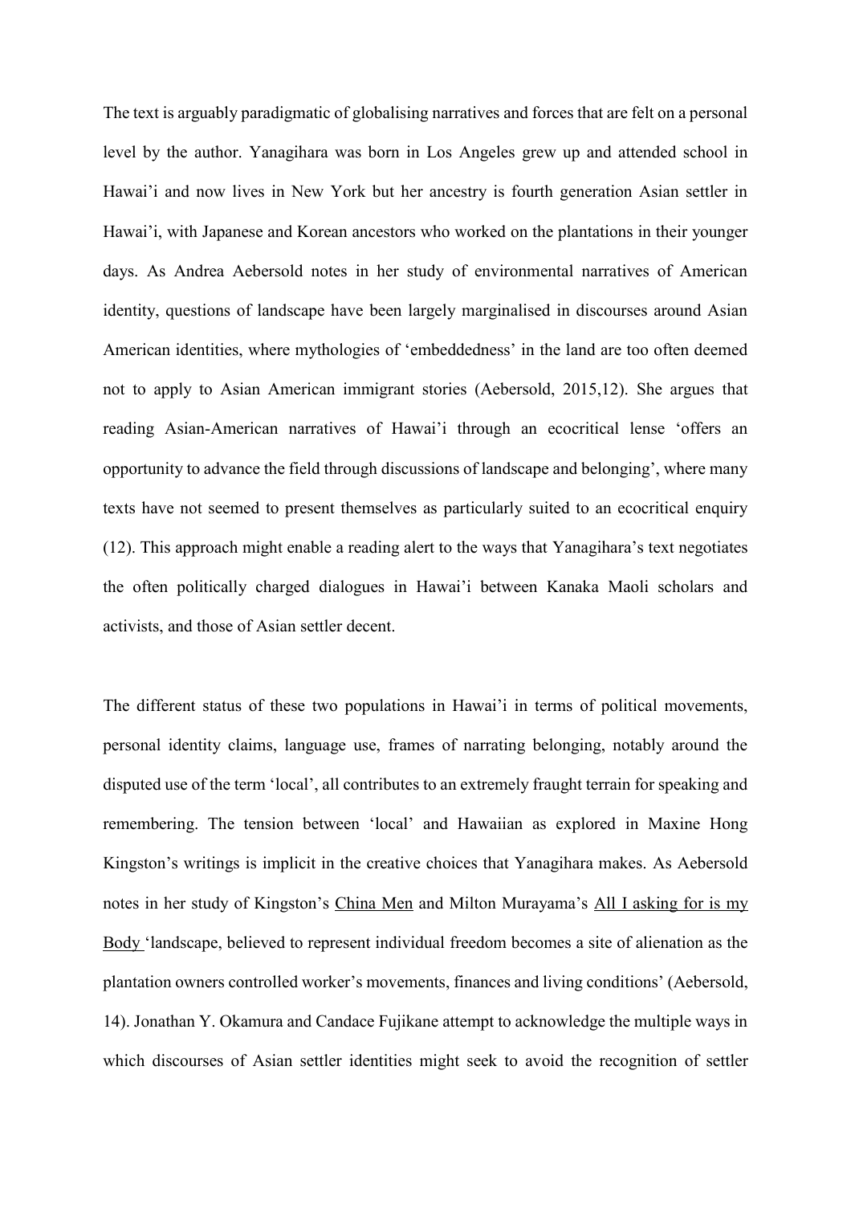The text is arguably paradigmatic of globalising narratives and forces that are felt on a personal level by the author. Yanagihara was born in Los Angeles grew up and attended school in Hawai'i and now lives in New York but her ancestry is fourth generation Asian settler in Hawai'i, with Japanese and Korean ancestors who worked on the plantations in their younger days. As Andrea Aebersold notes in her study of environmental narratives of American identity, questions of landscape have been largely marginalised in discourses around Asian American identities, where mythologies of 'embeddedness' in the land are too often deemed not to apply to Asian American immigrant stories (Aebersold, 2015,12). She argues that reading Asian-American narratives of Hawai'i through an ecocritical lense 'offers an opportunity to advance the field through discussions of landscape and belonging', where many texts have not seemed to present themselves as particularly suited to an ecocritical enquiry (12). This approach might enable a reading alert to the ways that Yanagihara's text negotiates the often politically charged dialogues in Hawai'i between Kanaka Maoli scholars and activists, and those of Asian settler decent.

The different status of these two populations in Hawai'i in terms of political movements, personal identity claims, language use, frames of narrating belonging, notably around the disputed use of the term 'local', all contributes to an extremely fraught terrain for speaking and remembering. The tension between 'local' and Hawaiian as explored in Maxine Hong Kingston's writings is implicit in the creative choices that Yanagihara makes. As Aebersold notes in her study of Kingston's <u>China Men</u> and Milton Murayama's <u>All I asking for is my Body</u> 'landscape, believed to represent individual freedom becomes a site of alienation as the plantation owners controlled worker's movements, finances and living conditions' (Aebersold, 14). Jonathan Y. Okamura and Candace Fujikane attempt to acknowledge the multiple ways in which discourses of Asian settler identities might seek to avoid the recognition of settler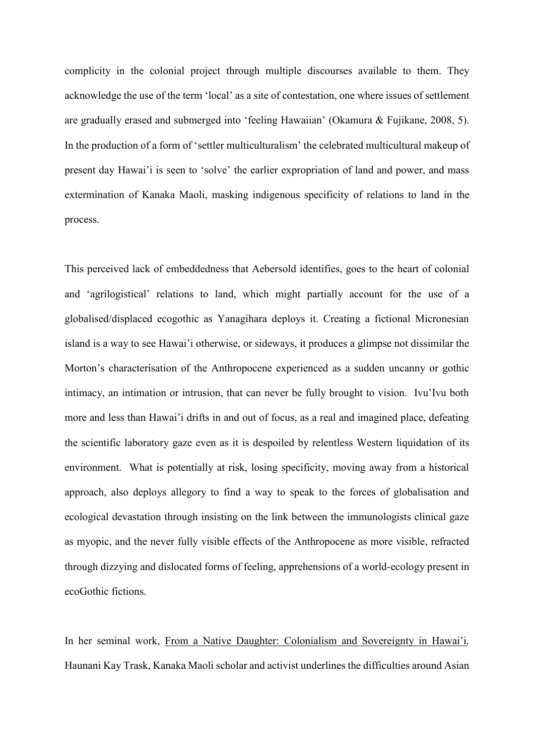complicity in the colonial project through multiple discourses available to them. They acknowledge the use of the term 'local' as a site of contestation, one where issues of settlement are gradually erased and submerged into 'feeling Hawaiian' (Okamura & Fujikane, 2008, 5). In the production of a form of 'settler multiculturalism' the celebrated multicultural makeup of present day Hawai'i is seen to 'solve' the earlier expropriation of land and power, and mass extermination of Kanaka Maoli, masking indigenous specificity of relations to land in the process.

This perceived lack of embeddedness that Aebersold identifies, goes to the heart of colonial and 'agrilogistical' relations to land, which might partially account for the use of a globalised/displaced ecogothic as Yanagihara deploys it. Creating a fictional Micronesian island is a way to see Hawai'i otherwise, or sideways, it produces a glimpse not dissimilar the Morton's characterisation of the Anthropocene experienced as a sudden uncanny or gothic intimacy, an intimation or intrusion, that can never be fully brought to vision. Ivu'Ivu both more and less than Hawai'i drifts in and out of focus, as a real and imagined place, defeating the scientific laboratory gaze even as it is despoiled by relentless Western liquidation of its environment. What is potentially at risk, losing specificity, moving away from a historical approach, also deploys allegory to find a way to speak to the forces of globalisation and ecological devastation through insisting on the link between the immunologists clinical gaze as myopic, and the never fully visible effects of the Anthropocene as more visible, refracted through dizzying and dislocated forms of feeling, apprehensions of a world-ecology present in ecoGothic fictions.

In her seminal work, From a Native Daughter: Colonialism and Sovereignty in Hawai'i, Haunani Kay Trask, Kanaka Maoli scholar and activist underlines the difficulties around Asian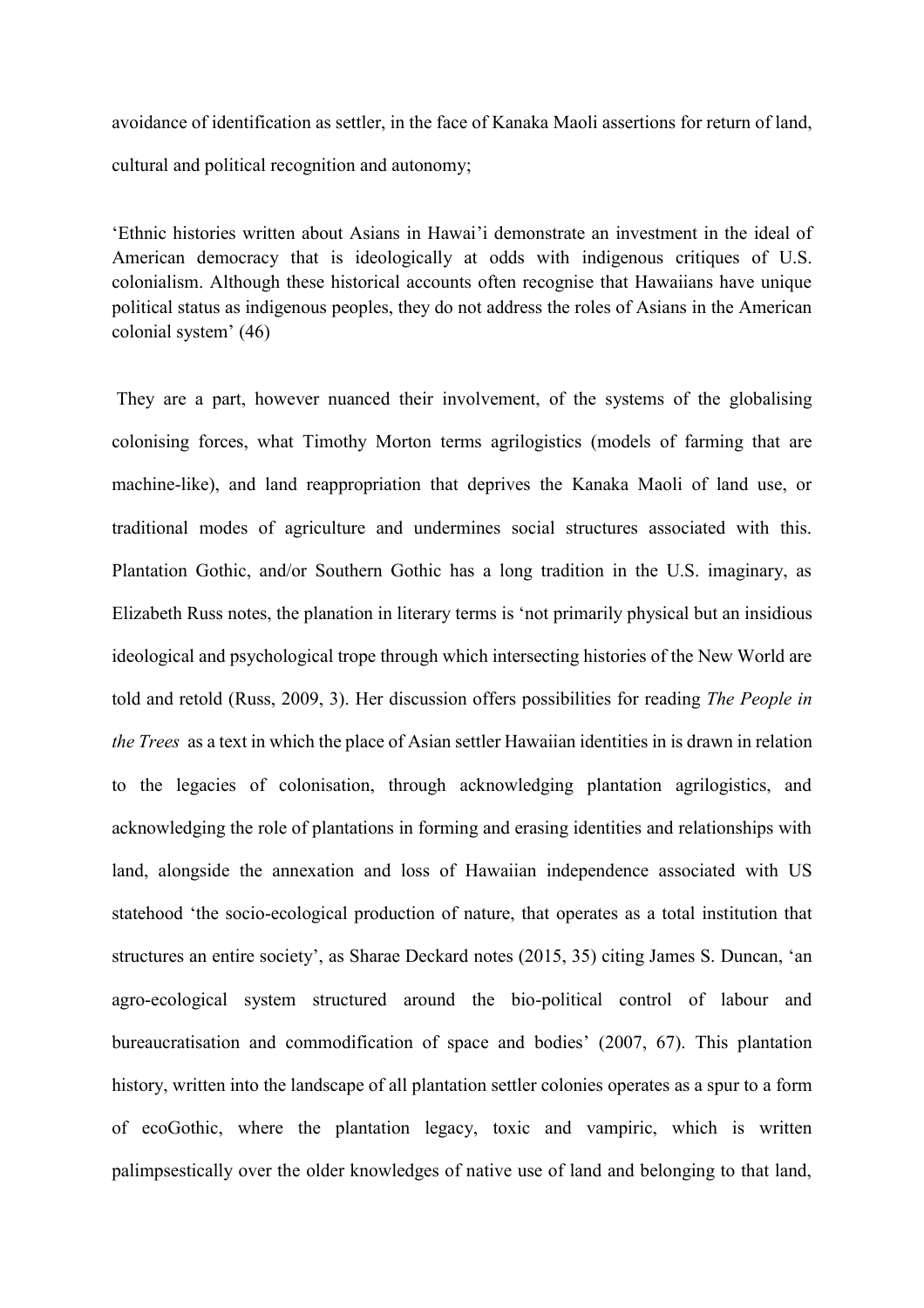avoidance of identification as settler, in the face of Kanaka Maoli assertions for return of land, cultural and political recognition and autonomy;

'Ethnic histories written about Asians in Hawai'i demonstrate an investment in the ideal of American democracy that is ideologically at odds with indigenous critiques of U.S. colonialism. Although these historical accounts often recognise that Hawaiians have unique political status as indigenous peoples, they do not address the roles of Asians in the American colonial system' (46)

They are a part, however nuanced their involvement, of the systems of the globalising colonising forces, what Timothy Morton terms agrilogistics (models of farming that are machine-like), and land reappropriation that deprives the Kanaka Maoli of land use, or traditional modes of agriculture and undermines social structures associated with this. Plantation Gothic, and/or Southern Gothic has a long tradition in the U.S. imaginary, as Elizabeth Russ notes, the planation in literary terms is 'not primarily physical but an insidious ideological and psychological trope through which intersecting histories of the New World are told and retold (Russ, 2009, 3). Her discussion offers possibilities for reading *The People in the Trees* as a text in which the place of Asian settler Hawaiian identities in is drawn in relation to the legacies of colonisation, through acknowledging plantation agrilogistics, and acknowledging the role of plantations in forming and erasing identities and relationships with land, alongside the annexation and loss of Hawaiian independence associated with US statehood 'the socio-ecological production of nature, that operates as a total institution that structures an entire society', as Sharae Deckard notes (2015, 35) citing James S. Duncan, 'an agro-ecological system structured around the bio-political control of labour and bureaucratisation and commodification of space and bodies' (2007, 67). This plantation history, written into the landscape of all plantation settler colonies operates as a spur to a form of ecoGothic, where the plantation legacy, toxic and vampiric, which is written palimpsestically over the older knowledges of native use of land and belonging to that land,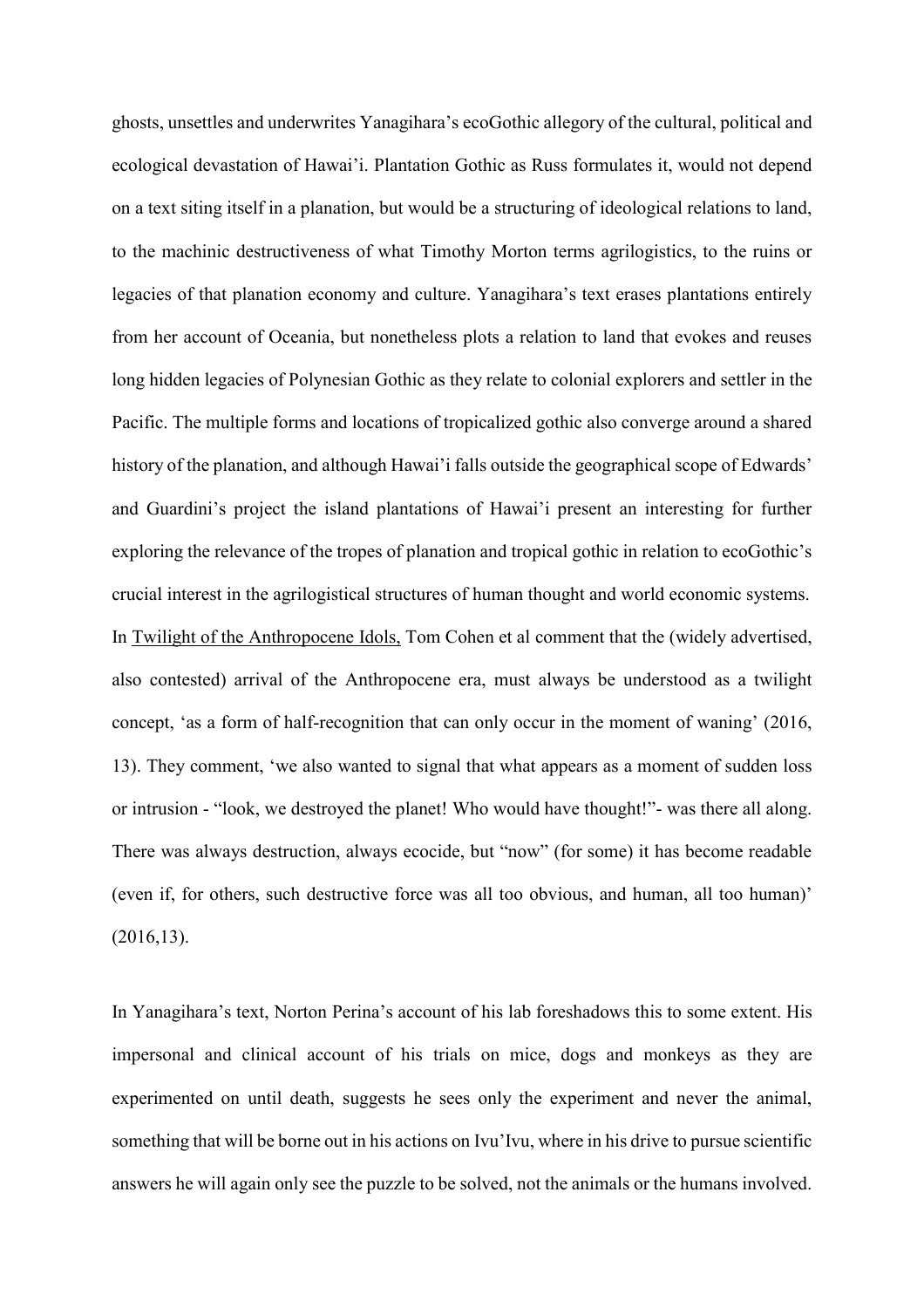ghosts, unsettles and underwrites Yanagihara's ecoGothic allegory of the cultural, political and ecological devastation of Hawai'i. Plantation Gothic as Russ formulates it, would not depend on a text siting itself in a planation, but would be a structuring of ideological relations to land, to the machinic destructiveness of what Timothy Morton terms agrilogistics, to the ruins or legacies of that planation economy and culture. Yanagihara's text erases plantations entirely from her account of Oceania, but nonetheless plots a relation to land that evokes and reuses long hidden legacies of Polynesian Gothic as they relate to colonial explorers and settler in the Pacific. The multiple forms and locations of tropicalized gothic also converge around a shared history of the planation, and although Hawai'i falls outside the geographical scope of Edwards' and Guardini's project the island plantations of Hawai'i present an interesting for further exploring the relevance of the tropes of planation and tropical gothic in relation to ecoGothic's crucial interest in the agrilogistical structures of human thought and world economic systems. In Twilight of the Anthropocene Idols, Tom Cohen et al comment that the (widely advertised, also contested) arrival of the Anthropocene era, must always be understood as a twilight concept, 'as a form of half-recognition that can only occur in the moment of waning' (2016, 13). They comment, 'we also wanted to signal that what appears as a moment of sudden loss or intrusion - "look, we destroyed the planet! Who would have thought!"- was there all along. There was always destruction, always ecocide, but "now" (for some) it has become readable (even if, for others, such destructive force was all too obvious, and human, all too human)' (2016,13).

In Yanagihara's text, Norton Perina's account of his lab foreshadows this to some extent. His impersonal and clinical account of his trials on mice, dogs and monkeys as they are experimented on until death, suggests he sees only the experiment and never the animal, something that will be borne out in his actions on Ivu'Ivu, where in his drive to pursue scientific answers he will again only see the puzzle to be solved, not the animals or the humans involved.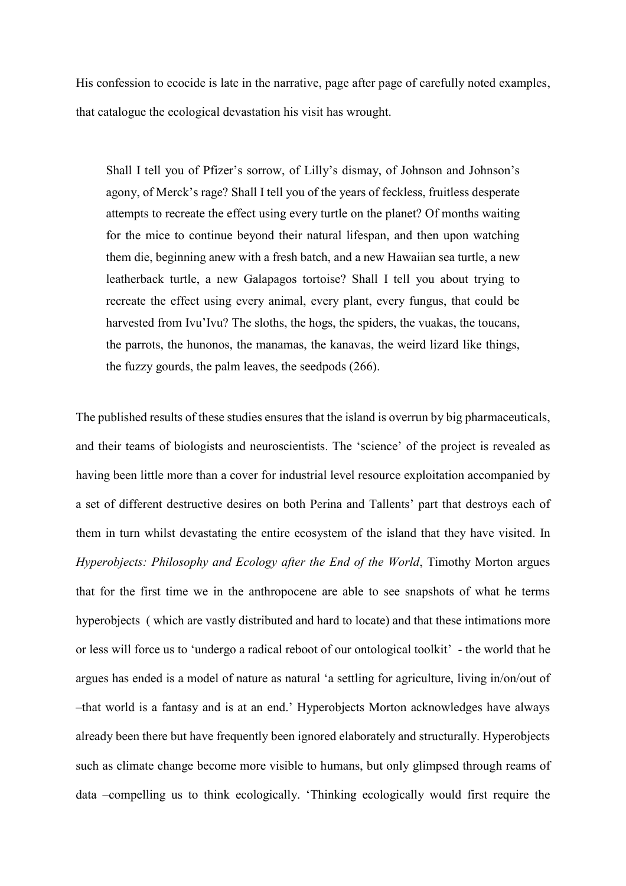His confession to ecocide is late in the narrative, page after page of carefully noted examples, that catalogue the ecological devastation his visit has wrought.

> Shall I tell you of Pfizer's sorrow, of Lilly's dismay, of Johnson and Johnson's agony, of Merck's rage? Shall I tell you of the years of feckless, fruitless desperate attempts to recreate the effect using every turtle on the planet? Of months waiting for the mice to continue beyond their natural lifespan, and then upon watching them die, beginning anew with a fresh batch, and a new Hawaiian sea turtle, a new leatherback turtle, a new Galapagos tortoise? Shall I tell you about trying to recreate the effect using every animal, every plant, every fungus, that could be harvested from Ivu'Ivu? The sloths, the hogs, the spiders, the vuakas, the toucans, the parrots, the hunonos, the manamas, the kanavas, the weird lizard like things, the fuzzy gourds, the palm leaves, the seedpods (266).

The published results of these studies ensures that the island is overrun by big pharmaceuticals, and their teams of biologists and neuroscientists. The 'science' of the project is revealed as having been little more than a cover for industrial level resource exploitation accompanied by a set of different destructive desires on both Perina and Tallents' part that destroys each of them in turn whilst devastating the entire ecosystem of the island that they have visited. In *Hyperobjects: Philosophy and Ecology after the End of the World*, Timothy Morton argues that for the first time we in the anthropocene are able to see snapshots of what he terms hyperobjects ( which are vastly distributed and hard to locate) and that these intimations more or less will force us to 'undergo a radical reboot of our ontological toolkit' - the world that he argues has ended is a model of nature as natural 'a settling for agriculture, living in/on/out of –that world is a fantasy and is at an end.' Hyperobjects Morton acknowledges have always already been there but have frequently been ignored elaborately and structurally. Hyperobjects such as climate change become more visible to humans, but only glimpsed through reams of data –compelling us to think ecologically. 'Thinking ecologically would first require the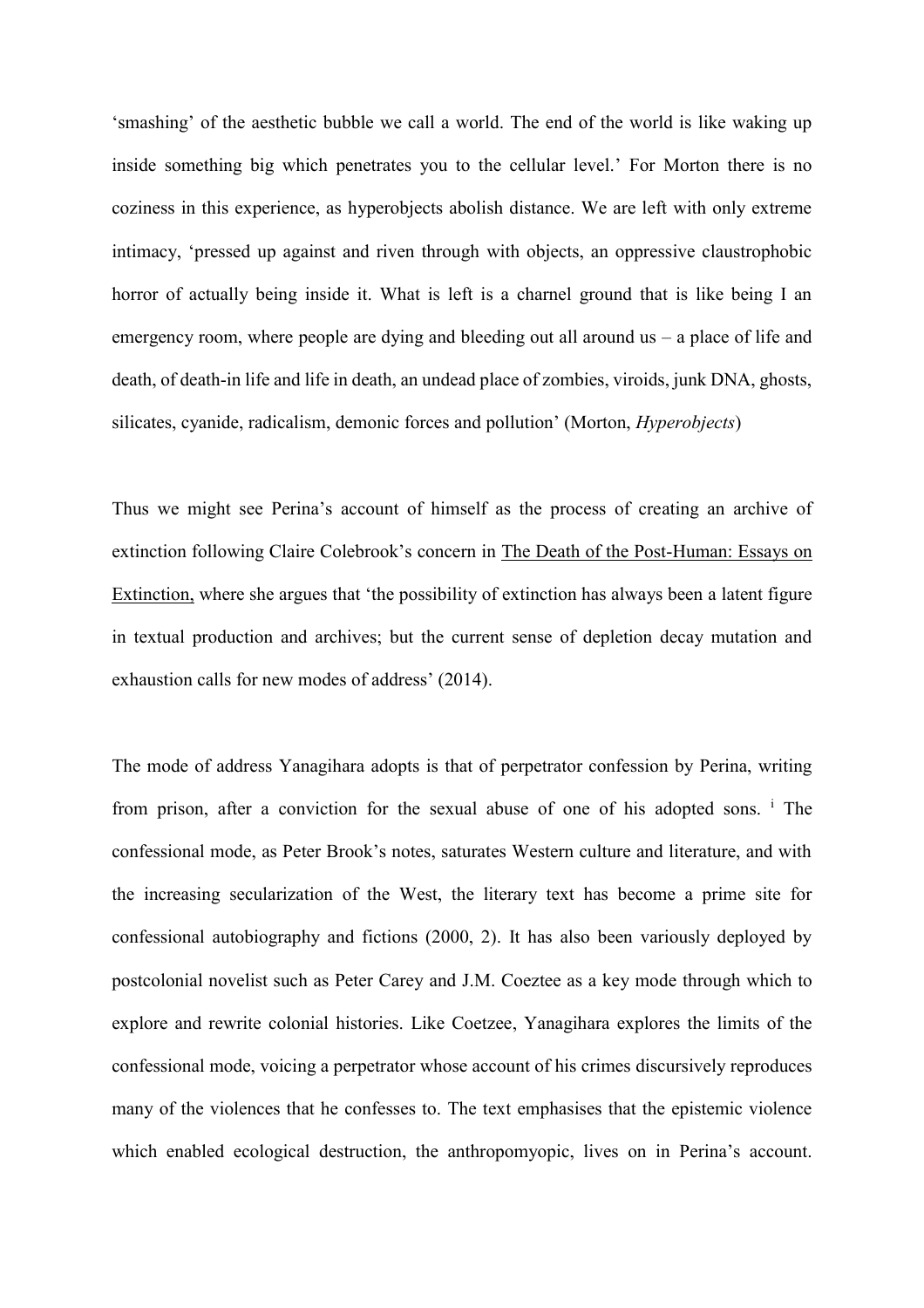'smashing' of the aesthetic bubble we call a world. The end of the world is like waking up inside something big which penetrates you to the cellular level.' For Morton there is no coziness in this experience, as hyperobjects abolish distance. We are left with only extreme intimacy, 'pressed up against and riven through with objects, an oppressive claustrophobic horror of actually being inside it. What is left is a charnel ground that is like being I an emergency room, where people are dying and bleeding out all around us – a place of life and death, of death-in life and life in death, an undead place of zombies, viroids, junk DNA, ghosts, silicates, cyanide, radicalism, demonic forces and pollution' (Morton, *Hyperobjects*)

Thus we might see Perina's account of himself as the process of creating an archive of extinction following Claire Colebrook's concern in The Death of the Post-Human: Essays on Extinction, where she argues that 'the possibility of extinction has always been a latent figure in textual production and archives; but the current sense of depletion decay mutation and exhaustion calls for new modes of address' (2014).

The mode of address Yanagihara adopts is that of perpetrator confession by Perina, writing from prison, after a conviction for the sexual abuse of one of his adopted sons. [i] The confessional mode, as Peter Brook's notes, saturates Western culture and literature, and with the increasing secularization of the West, the literary text has become a prime site for confessional autobiography and fictions (2000, 2). It has also been variously deployed by postcolonial novelist such as Peter Carey and J.M. Coeztee as a key mode through which to explore and rewrite colonial histories. Like Coetzee, Yanagihara explores the limits of the confessional mode, voicing a perpetrator whose account of his crimes discursively reproduces many of the violences that he confesses to. The text emphasises that the epistemic violence which enabled ecological destruction, the anthropomyopic, lives on in Perina's account.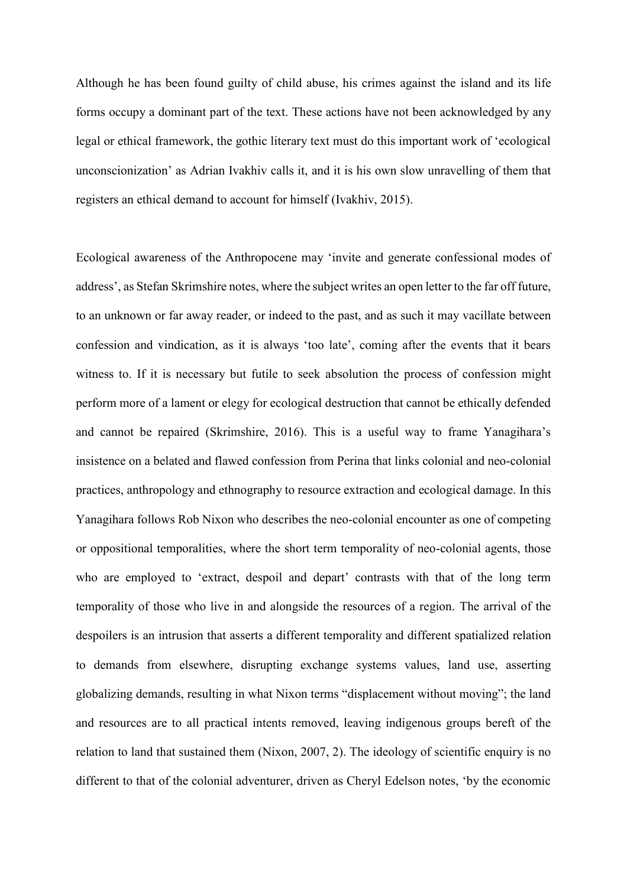Although he has been found guilty of child abuse, his crimes against the island and its life forms occupy a dominant part of the text. These actions have not been acknowledged by any legal or ethical framework, the gothic literary text must do this important work of 'ecological unconscionization' as Adrian Ivakhiv calls it, and it is his own slow unravelling of them that registers an ethical demand to account for himself (Ivakhiv, 2015).

Ecological awareness of the Anthropocene may 'invite and generate confessional modes of address', as Stefan Skrimshire notes, where the subject writes an open letter to the far off future, to an unknown or far away reader, or indeed to the past, and as such it may vacillate between confession and vindication, as it is always 'too late', coming after the events that it bears witness to. If it is necessary but futile to seek absolution the process of confession might perform more of a lament or elegy for ecological destruction that cannot be ethically defended and cannot be repaired (Skrimshire, 2016). This is a useful way to frame Yanagihara's insistence on a belated and flawed confession from Perina that links colonial and neo-colonial practices, anthropology and ethnography to resource extraction and ecological damage. In this Yanagihara follows Rob Nixon who describes the neo-colonial encounter as one of competing or oppositional temporalities, where the short term temporality of neo-colonial agents, those who are employed to 'extract, despoil and depart' contrasts with that of the long term temporality of those who live in and alongside the resources of a region. The arrival of the despoilers is an intrusion that asserts a different temporality and different spatialized relation to demands from elsewhere, disrupting exchange systems values, land use, asserting globalizing demands, resulting in what Nixon terms "displacement without moving"; the land and resources are to all practical intents removed, leaving indigenous groups bereft of the relation to land that sustained them (Nixon, 2007, 2). The ideology of scientific enquiry is no different to that of the colonial adventurer, driven as Cheryl Edelson notes, 'by the economic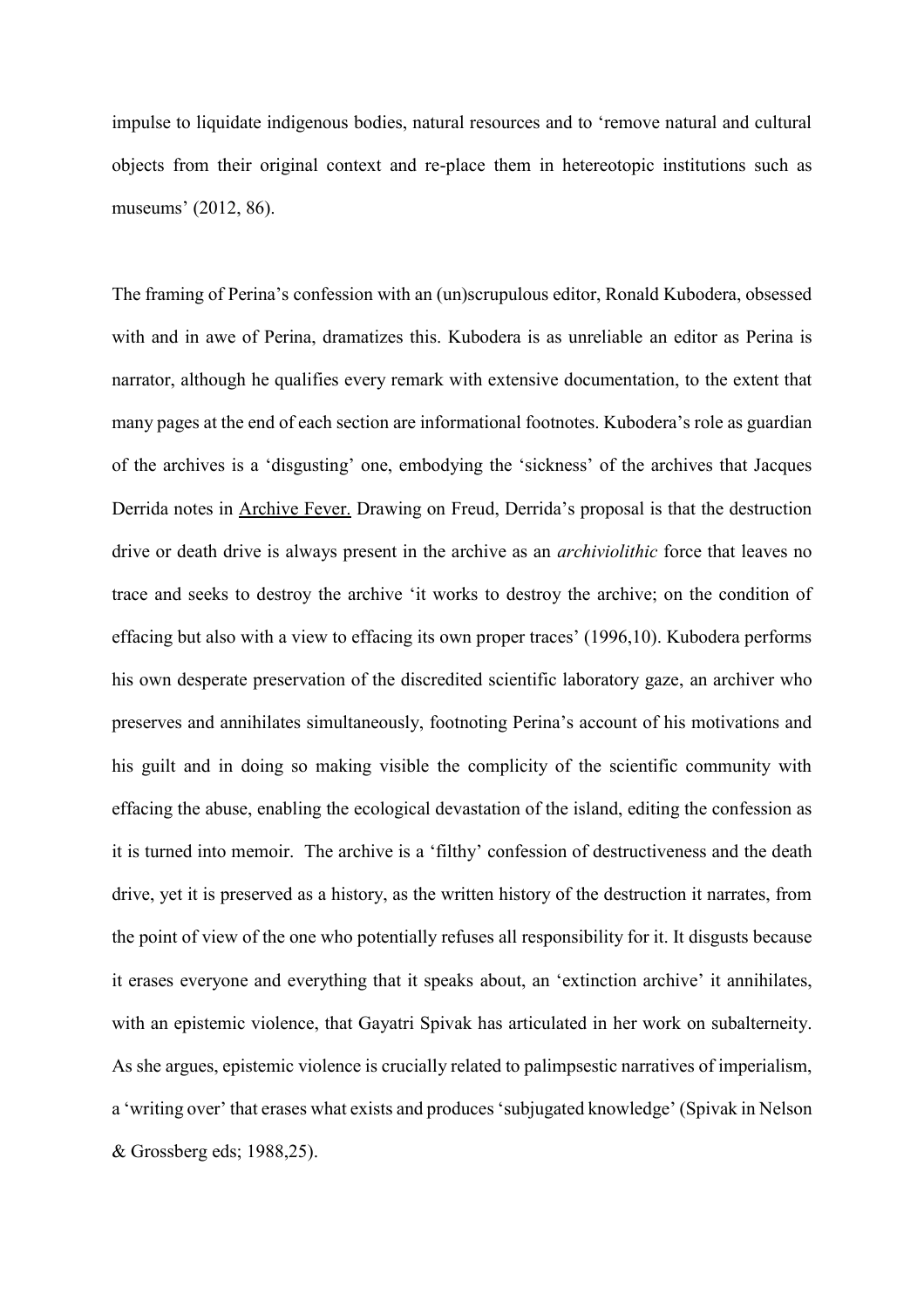impulse to liquidate indigenous bodies, natural resources and to 'remove natural and cultural objects from their original context and re-place them in hetereotopic institutions such as museums' (2012, 86).

The framing of Perina's confession with an (un)scrupulous editor, Ronald Kubodera, obsessed with and in awe of Perina, dramatizes this. Kubodera is as unreliable an editor as Perina is narrator, although he qualifies every remark with extensive documentation, to the extent that many pages at the end of each section are informational footnotes. Kubodera's role as guardian of the archives is a 'disgusting' one, embodying the 'sickness' of the archives that Jacques Derrida notes in Archive Fever. Drawing on Freud, Derrida's proposal is that the destruction drive or death drive is always present in the archive as an *archiviolithic* force that leaves no trace and seeks to destroy the archive 'it works to destroy the archive; on the condition of effacing but also with a view to effacing its own proper traces' (1996,10). Kubodera performs his own desperate preservation of the discredited scientific laboratory gaze, an archiver who preserves and annihilates simultaneously, footnoting Perina's account of his motivations and his guilt and in doing so making visible the complicity of the scientific community with effacing the abuse, enabling the ecological devastation of the island, editing the confession as it is turned into memoir. The archive is a 'filthy' confession of destructiveness and the death drive, yet it is preserved as a history, as the written history of the destruction it narrates, from the point of view of the one who potentially refuses all responsibility for it. It disgusts because it erases everyone and everything that it speaks about, an 'extinction archive' it annihilates, with an epistemic violence, that Gayatri Spivak has articulated in her work on subalterneity. As she argues, epistemic violence is crucially related to palimpsestic narratives of imperialism, a 'writing over' that erases what exists and produces 'subjugated knowledge' (Spivak in Nelson & Grossberg eds; 1988,25).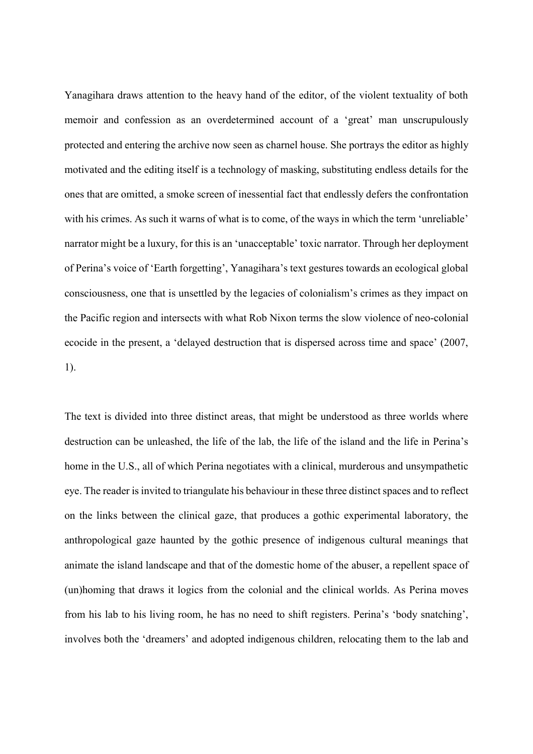Yanagihara draws attention to the heavy hand of the editor, of the violent textuality of both memoir and confession as an overdetermined account of a 'great' man unscrupulously protected and entering the archive now seen as charnel house. She portrays the editor as highly motivated and the editing itself is a technology of masking, substituting endless details for the ones that are omitted, a smoke screen of inessential fact that endlessly defers the confrontation with his crimes. As such it warns of what is to come, of the ways in which the term 'unreliable' narrator might be a luxury, for this is an 'unacceptable' toxic narrator. Through her deployment of Perina's voice of 'Earth forgetting', Yanagihara's text gestures towards an ecological global consciousness, one that is unsettled by the legacies of colonialism's crimes as they impact on the Pacific region and intersects with what Rob Nixon terms the slow violence of neo-colonial ecocide in the present, a 'delayed destruction that is dispersed across time and space' (2007, 1).

The text is divided into three distinct areas, that might be understood as three worlds where destruction can be unleashed, the life of the lab, the life of the island and the life in Perina's home in the U.S., all of which Perina negotiates with a clinical, murderous and unsympathetic eye. The reader is invited to triangulate his behaviour in these three distinct spaces and to reflect on the links between the clinical gaze, that produces a gothic experimental laboratory, the anthropological gaze haunted by the gothic presence of indigenous cultural meanings that animate the island landscape and that of the domestic home of the abuser, a repellent space of (un)homing that draws it logics from the colonial and the clinical worlds. As Perina moves from his lab to his living room, he has no need to shift registers. Perina's 'body snatching', involves both the 'dreamers' and adopted indigenous children, relocating them to the lab and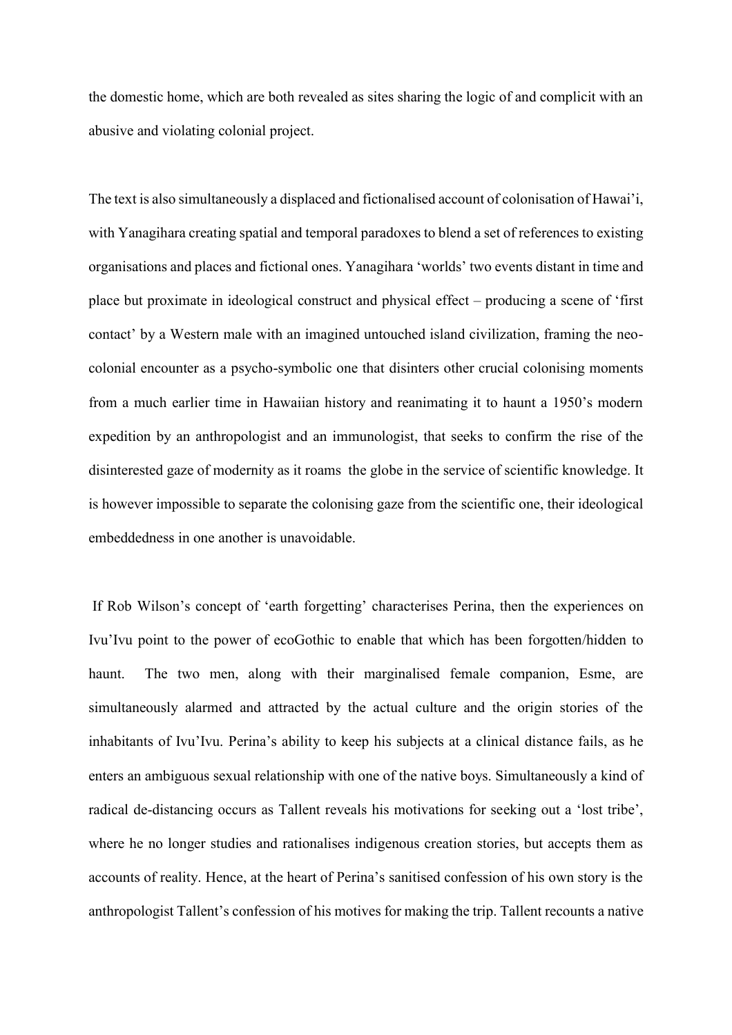the domestic home, which are both revealed as sites sharing the logic of and complicit with an abusive and violating colonial project.

The text is also simultaneously a displaced and fictionalised account of colonisation of Hawai'i, with Yanagihara creating spatial and temporal paradoxes to blend a set of references to existing organisations and places and fictional ones. Yanagihara 'worlds' two events distant in time and place but proximate in ideological construct and physical effect – producing a scene of 'first contact' by a Western male with an imagined untouched island civilization, framing the neo-colonial encounter as a psycho-symbolic one that disinters other crucial colonising moments from a much earlier time in Hawaiian history and reanimating it to haunt a 1950's modern expedition by an anthropologist and an immunologist, that seeks to confirm the rise of the disinterested gaze of modernity as it roams the globe in the service of scientific knowledge. It is however impossible to separate the colonising gaze from the scientific one, their ideological embeddedness in one another is unavoidable.

If Rob Wilson's concept of 'earth forgetting' characterises Perina, then the experiences on Ivu'Ivu point to the power of ecoGothic to enable that which has been forgotten/hidden to haunt. The two men, along with their marginalised female companion, Esme, are simultaneously alarmed and attracted by the actual culture and the origin stories of the inhabitants of Ivu'Ivu. Perina's ability to keep his subjects at a clinical distance fails, as he enters an ambiguous sexual relationship with one of the native boys. Simultaneously a kind of radical de-distancing occurs as Tallent reveals his motivations for seeking out a 'lost tribe', where he no longer studies and rationalises indigenous creation stories, but accepts them as accounts of reality. Hence, at the heart of Perina's sanitised confession of his own story is the anthropologist Tallent's confession of his motives for making the trip. Tallent recounts a native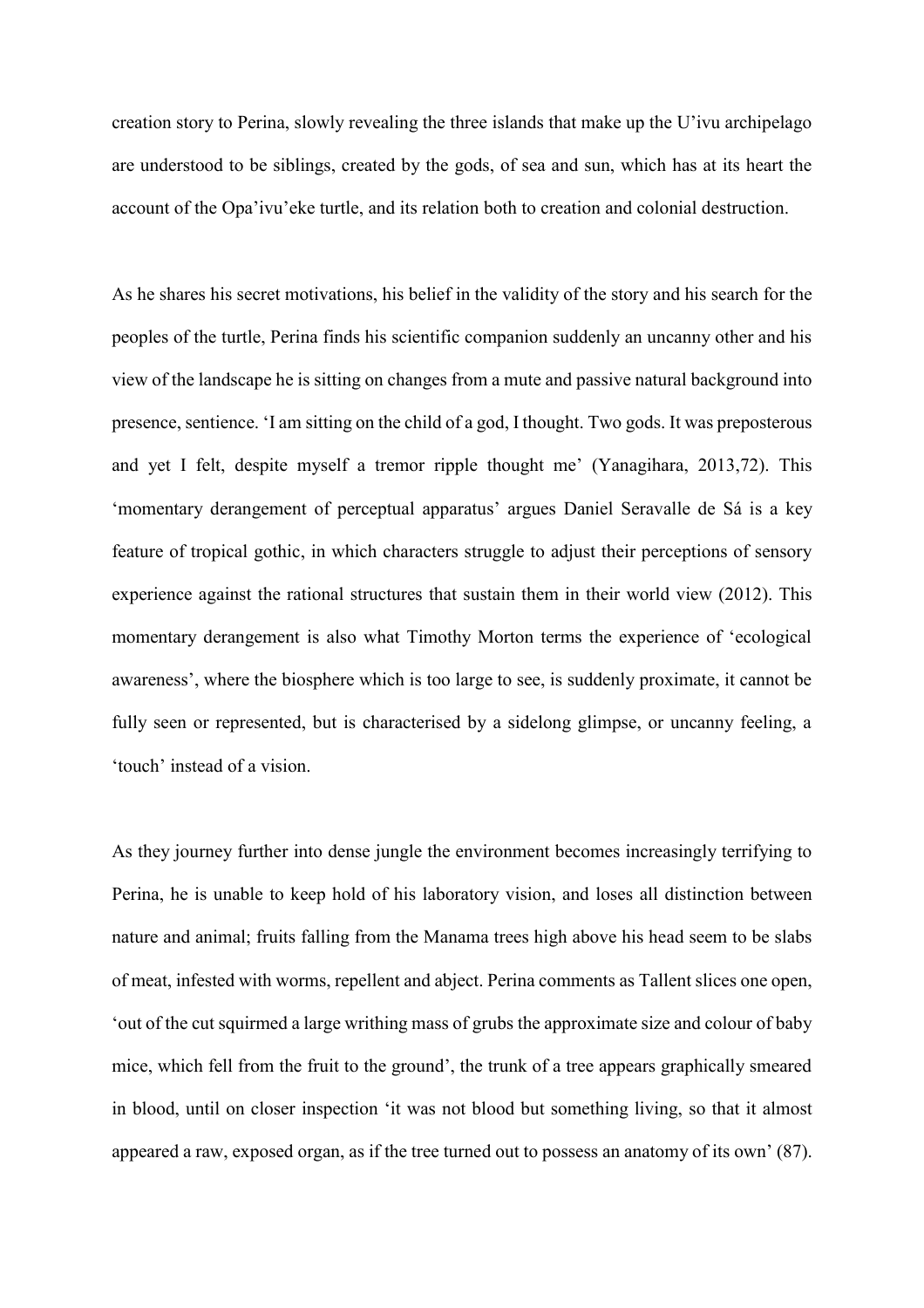creation story to Perina, slowly revealing the three islands that make up the U'ivu archipelago are understood to be siblings, created by the gods, of sea and sun, which has at its heart the account of the Opa'ivu'eke turtle, and its relation both to creation and colonial destruction.

As he shares his secret motivations, his belief in the validity of the story and his search for the peoples of the turtle, Perina finds his scientific companion suddenly an uncanny other and his view of the landscape he is sitting on changes from a mute and passive natural background into presence, sentience. 'I am sitting on the child of a god, I thought. Two gods. It was preposterous and yet I felt, despite myself a tremor ripple thought me' (Yanagihara, 2013,72). This 'momentary derangement of perceptual apparatus' argues Daniel Seravalle de Sá is a key feature of tropical gothic, in which characters struggle to adjust their perceptions of sensory experience against the rational structures that sustain them in their world view (2012). This momentary derangement is also what Timothy Morton terms the experience of 'ecological awareness', where the biosphere which is too large to see, is suddenly proximate, it cannot be fully seen or represented, but is characterised by a sidelong glimpse, or uncanny feeling, a 'touch' instead of a vision.

As they journey further into dense jungle the environment becomes increasingly terrifying to Perina, he is unable to keep hold of his laboratory vision, and loses all distinction between nature and animal; fruits falling from the Manama trees high above his head seem to be slabs of meat, infested with worms, repellent and abject. Perina comments as Tallent slices one open, 'out of the cut squirmed a large writhing mass of grubs the approximate size and colour of baby mice, which fell from the fruit to the ground', the trunk of a tree appears graphically smeared in blood, until on closer inspection 'it was not blood but something living, so that it almost appeared a raw, exposed organ, as if the tree turned out to possess an anatomy of its own' (87).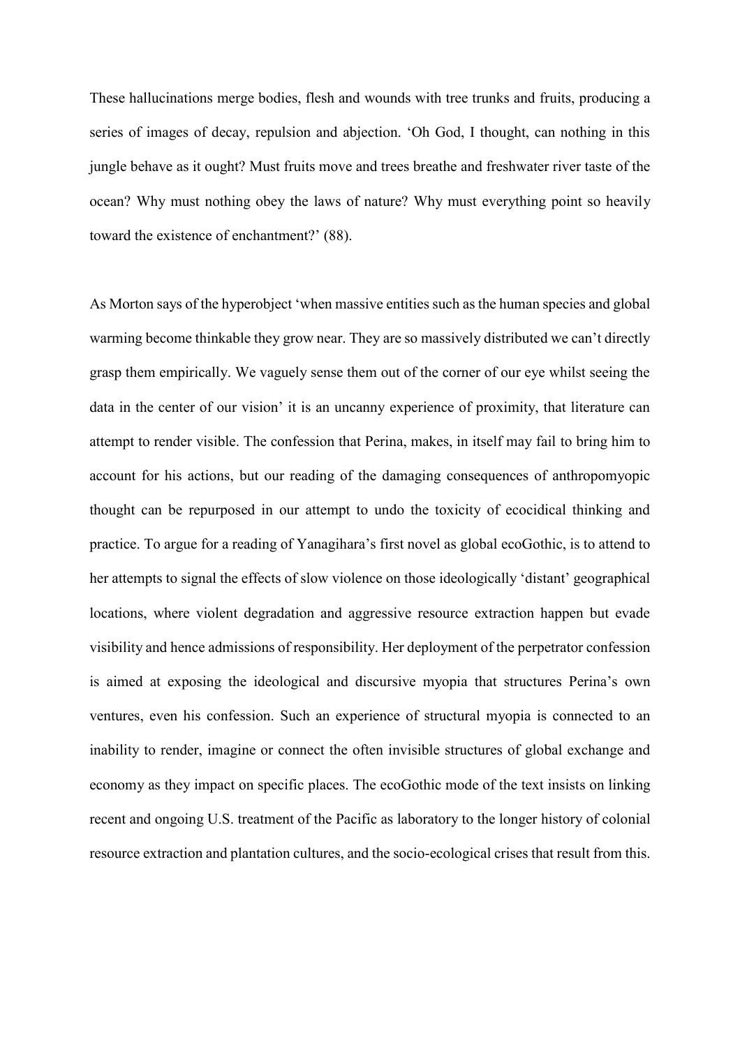These hallucinations merge bodies, flesh and wounds with tree trunks and fruits, producing a series of images of decay, repulsion and abjection. 'Oh God, I thought, can nothing in this jungle behave as it ought? Must fruits move and trees breathe and freshwater river taste of the ocean? Why must nothing obey the laws of nature? Why must everything point so heavily toward the existence of enchantment?' (88).

As Morton says of the hyperobject 'when massive entities such as the human species and global warming become thinkable they grow near. They are so massively distributed we can't directly grasp them empirically. We vaguely sense them out of the corner of our eye whilst seeing the data in the center of our vision' it is an uncanny experience of proximity, that literature can attempt to render visible. The confession that Perina, makes, in itself may fail to bring him to account for his actions, but our reading of the damaging consequences of anthropomyopic thought can be repurposed in our attempt to undo the toxicity of ecocidical thinking and practice. To argue for a reading of Yanagihara's first novel as global ecoGothic, is to attend to her attempts to signal the effects of slow violence on those ideologically 'distant' geographical locations, where violent degradation and aggressive resource extraction happen but evade visibility and hence admissions of responsibility. Her deployment of the perpetrator confession is aimed at exposing the ideological and discursive myopia that structures Perina's own ventures, even his confession. Such an experience of structural myopia is connected to an inability to render, imagine or connect the often invisible structures of global exchange and economy as they impact on specific places. The ecoGothic mode of the text insists on linking recent and ongoing U.S. treatment of the Pacific as laboratory to the longer history of colonial resource extraction and plantation cultures, and the socio-ecological crises that result from this.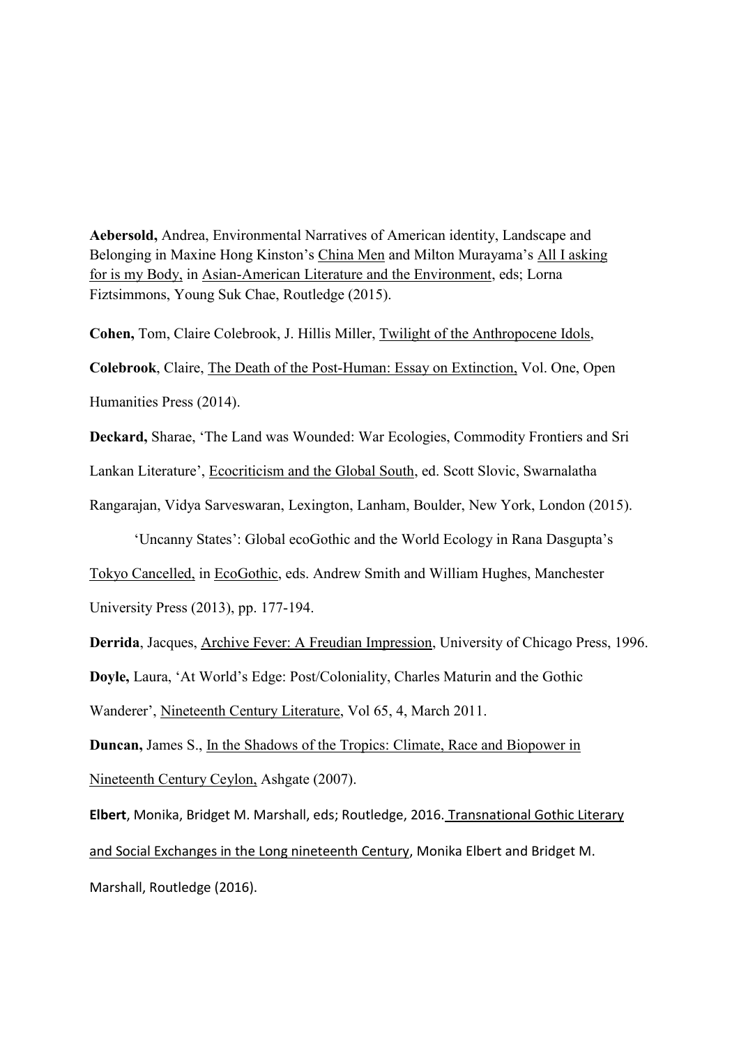**Aebersold,** Andrea, Environmental Narratives of American identity, Landscape and Belonging in Maxine Hong Kinston's China Men and Milton Murayama's All I asking for is my Body, in Asian-American Literature and the Environment, eds; Lorna Fiztsimmons, Young Suk Chae, Routledge (2015).

**Cohen,** Tom, Claire Colebrook, J. Hillis Miller, Twilight of the Anthropocene Idols,

**Colebrook**, Claire, The Death of the Post-Human: Essay on Extinction, Vol. One, Open Humanities Press (2014).

**Deckard,** Sharae, 'The Land was Wounded: War Ecologies, Commodity Frontiers and Sri Lankan Literature', Ecocriticism and the Global South, ed. Scott Slovic, Swarnalatha Rangarajan, Vidya Sarveswaran, Lexington, Lanham, Boulder, New York, London (2015).

'Uncanny States': Global ecoGothic and the World Ecology in Rana Dasgupta's Tokyo Cancelled, in EcoGothic, eds. Andrew Smith and William Hughes, Manchester University Press (2013), pp. 177-194.

**Derrida**, Jacques, Archive Fever: A Freudian Impression, University of Chicago Press, 1996.

**Doyle,** Laura, 'At World's Edge: Post/Coloniality, Charles Maturin and the Gothic Wanderer', Nineteenth Century Literature, Vol 65, 4, March 2011.

**Duncan,** James S., In the Shadows of the Tropics: Climate, Race and Biopower in Nineteenth Century Ceylon, Ashgate (2007).

**Elbert**, Monika, Bridget M. Marshall, eds; Routledge, 2016. Transnational Gothic Literary and Social Exchanges in the Long nineteenth Century, Monika Elbert and Bridget M. Marshall, Routledge (2016).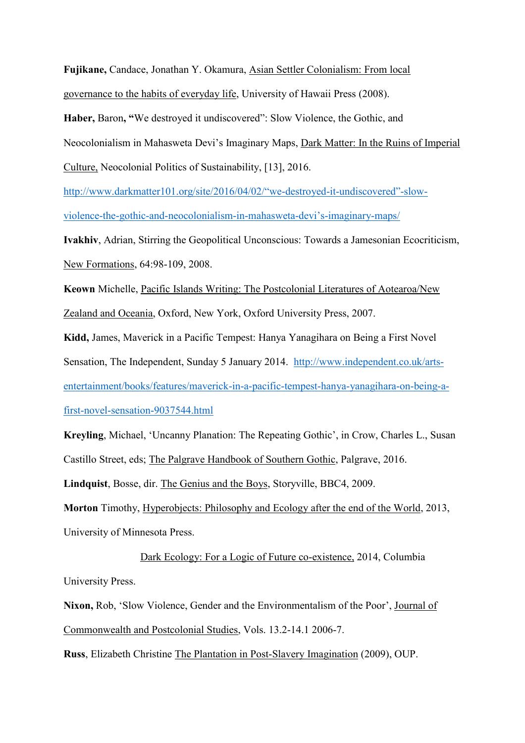**Fujikane,** Candace, Jonathan Y. Okamura, Asian Settler Colonialism: From local governance to the habits of everyday life, University of Hawaii Press (2008).

**Haber,** Baron**, "**We destroyed it undiscovered": Slow Violence, the Gothic, and Neocolonialism in Mahasweta Devi's Imaginary Maps, Dark Matter: In the Ruins of Imperial Culture, Neocolonial Politics of Sustainability, [13], 2016. http://www.darkmatter101.org/site/2016/04/02/"we-destroyed-it-undiscovered"-slow-violence-the-gothic-and-neocolonialism-in-mahasweta-devi's-imaginary-maps/

**Ivakhiv**, Adrian, Stirring the Geopolitical Unconscious: Towards a Jamesonian Ecocriticism, New Formations, 64:98-109, 2008.

**Keown** Michelle, Pacific Islands Writing: The Postcolonial Literatures of Aotearoa/New Zealand and Oceania, Oxford, New York, Oxford University Press, 2007.

**Kidd,** James, Maverick in a Pacific Tempest: Hanya Yanagihara on Being a First Novel Sensation, The Independent, Sunday 5 January 2014. http://www.independent.co.uk/arts-entertainment/books/features/maverick-in-a-pacific-tempest-hanya-yanagihara-on-being-a-first-novel-sensation-9037544.html

**Kreyling**, Michael, 'Uncanny Planation: The Repeating Gothic', in Crow, Charles L., Susan Castillo Street, eds; The Palgrave Handbook of Southern Gothic, Palgrave, 2016.

**Lindquist**, Bosse, dir. The Genius and the Boys, Storyville, BBC4, 2009.

**Morton** Timothy, Hyperobjects: Philosophy and Ecology after the end of the World, 2013, University of Minnesota Press.

Dark Ecology: For a Logic of Future co-existence, 2014, Columbia University Press.

**Nixon,** Rob, 'Slow Violence, Gender and the Environmentalism of the Poor', Journal of Commonwealth and Postcolonial Studies, Vols. 13.2-14.1 2006-7.

**Russ**, Elizabeth Christine The Plantation in Post-Slavery Imagination (2009), OUP.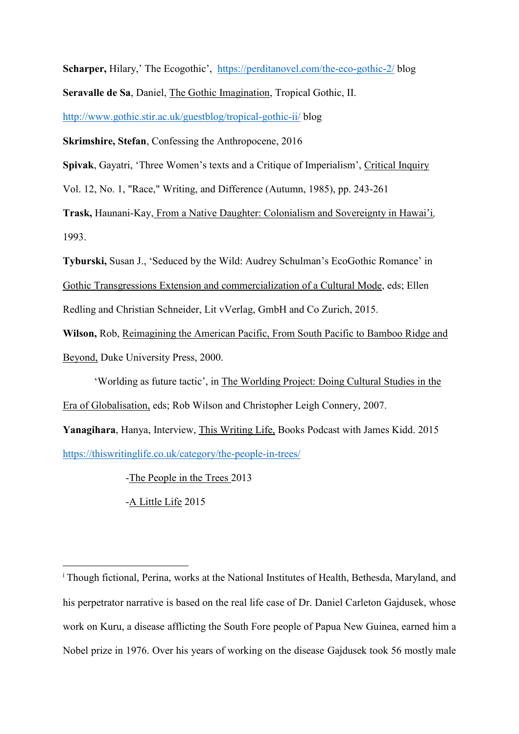**Scharper,** Hilary,' The Ecogothic', https://perditanovel.com/the-eco-gothic-2/ blog

**Seravalle de Sa**, Daniel, The Gothic Imagination, Tropical Gothic, II.

http://www.gothic.stir.ac.uk/guestblog/tropical-gothic-ii/ blog

**Skrimshire, Stefan**, Confessing the Anthropocene, 2016

**Spivak**, Gayatri, 'Three Women's texts and a Critique of Imperialism', Critical Inquiry Vol. 12, No. 1, "Race," Writing, and Difference (Autumn, 1985), pp. 243-261

**Trask,** Haunani-Kay, From a Native Daughter: Colonialism and Sovereignty in Hawai'i, 1993.

**Tyburski,** Susan J., 'Seduced by the Wild: Audrey Schulman's EcoGothic Romance' in Gothic Transgressions Extension and commercialization of a Cultural Mode, eds; Ellen Redling and Christian Schneider, Lit vVerlag, GmbH and Co Zurich, 2015.

**Wilson,** Rob, Reimagining the American Pacific, From South Pacific to Bamboo Ridge and Beyond, Duke University Press, 2000.

'Worlding as future tactic', in The Worlding Project: Doing Cultural Studies in the Era of Globalisation, eds; Rob Wilson and Christopher Leigh Connery, 2007.

**Yanagihara**, Hanya, Interview, This Writing Life, Books Podcast with James Kidd. 2015 https://thiswritinglife.co.uk/category/the-people-in-trees/

-The People in the Trees 2013

-A Little Life 2015

---

[i] Though fictional, Perina, works at the National Institutes of Health, Bethesda, Maryland, and his perpetrator narrative is based on the real life case of Dr. Daniel Carleton Gajdusek, whose work on Kuru, a disease afflicting the South Fore people of Papua New Guinea, earned him a Nobel prize in 1976. Over his years of working on the disease Gajdusek took 56 mostly male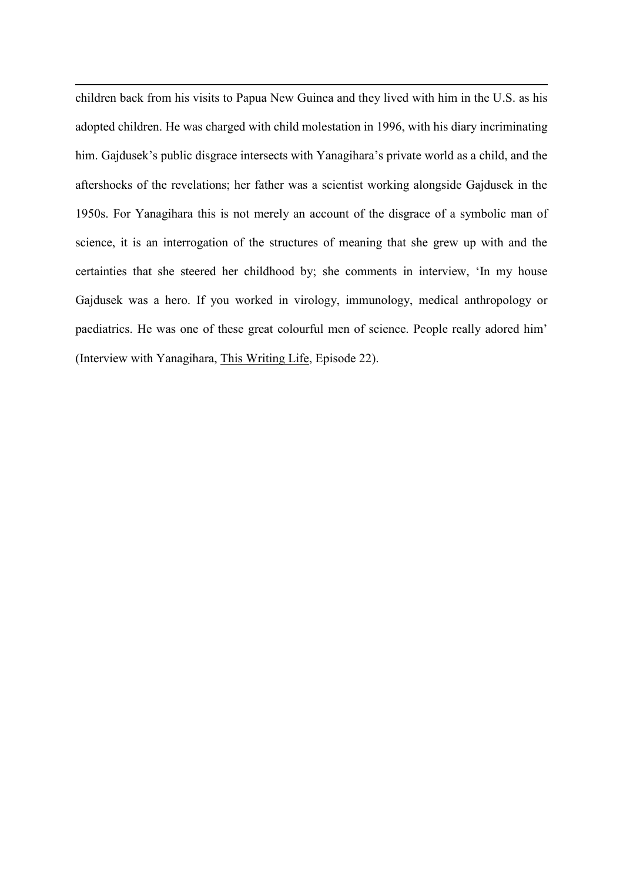children back from his visits to Papua New Guinea and they lived with him in the U.S. as his adopted children. He was charged with child molestation in 1996, with his diary incriminating him. Gajdusek's public disgrace intersects with Yanagihara's private world as a child, and the aftershocks of the revelations; her father was a scientist working alongside Gajdusek in the 1950s. For Yanagihara this is not merely an account of the disgrace of a symbolic man of science, it is an interrogation of the structures of meaning that she grew up with and the certainties that she steered her childhood by; she comments in interview, 'In my house Gajdusek was a hero. If you worked in virology, immunology, medical anthropology or paediatrics. He was one of these great colourful men of science. People really adored him' (Interview with Yanagihara, <u>This Writing Life</u>, Episode 22).